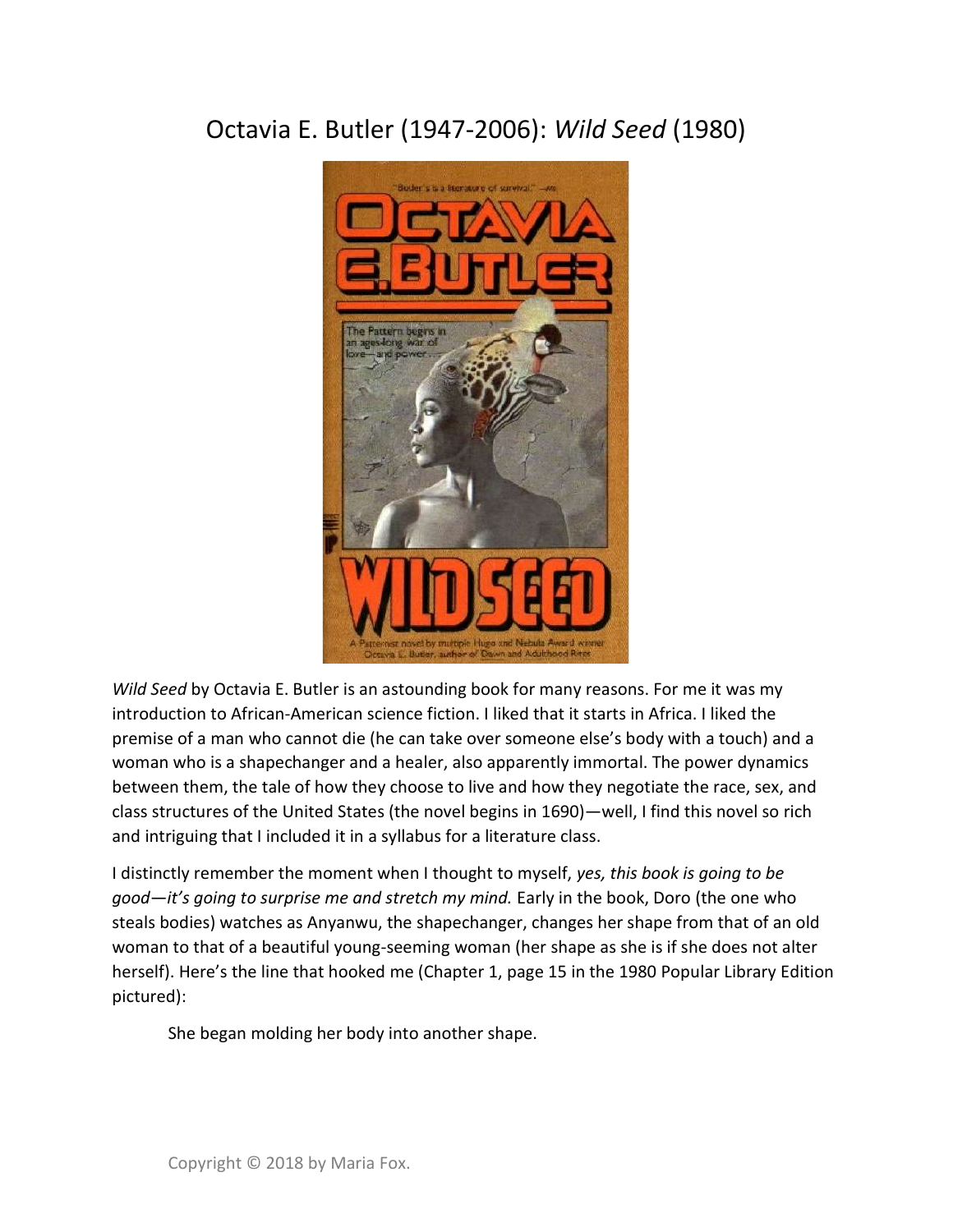# Octavia E. Butler (1947-2006): *Wild Seed* (1980)

*Wild Seed* by Octavia E. Butler is an astounding book for many reasons. For me it was my introduction to African-American science fiction. I liked that it starts in Africa. I liked the premise of a man who cannot die (he can take over someone else's body with a touch) and a woman who is a shapechanger and a healer, also apparently immortal. The power dynamics between them, the tale of how they choose to live and how they negotiate the race, sex, and class structures of the United States (the novel begins in 1690)—well, I find this novel so rich and intriguing that I included it in a syllabus for a literature class.

I distinctly remember the moment when I thought to myself, *yes, this book is going to be good—it's going to surprise me and stretch my mind.* Early in the book, Doro (the one who steals bodies) watches as Anyanwu, the shapechanger, changes her shape from that of an old woman to that of a beautiful young-seeming woman (her shape as she is if she does not alter herself). Here's the line that hooked me (Chapter 1, page 15 in the 1980 Popular Library Edition pictured):

> She began molding her body into another shape.

Copyright © 2018 by Maria Fox.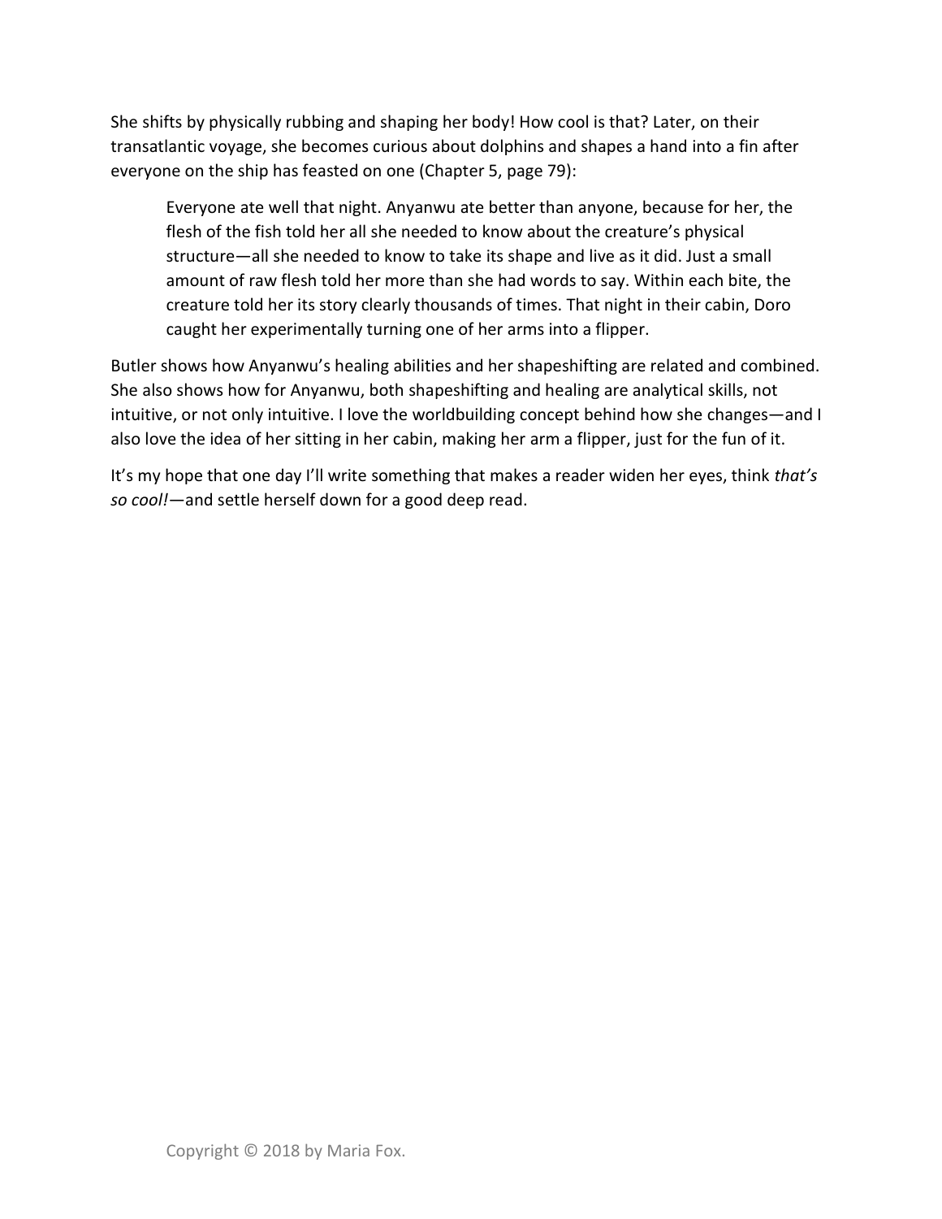She shifts by physically rubbing and shaping her body! How cool is that? Later, on their transatlantic voyage, she becomes curious about dolphins and shapes a hand into a fin after everyone on the ship has feasted on one (Chapter 5, page 79):

> Everyone ate well that night. Anyanwu ate better than anyone, because for her, the flesh of the fish told her all she needed to know about the creature's physical structure—all she needed to know to take its shape and live as it did. Just a small amount of raw flesh told her more than she had words to say. Within each bite, the creature told her its story clearly thousands of times. That night in their cabin, Doro caught her experimentally turning one of her arms into a flipper.

Butler shows how Anyanwu's healing abilities and her shapeshifting are related and combined. She also shows how for Anyanwu, both shapeshifting and healing are analytical skills, not intuitive, or not only intuitive. I love the worldbuilding concept behind how she changes—and I also love the idea of her sitting in her cabin, making her arm a flipper, just for the fun of it.

It's my hope that one day I'll write something that makes a reader widen her eyes, think *that's so cool!*—and settle herself down for a good deep read.

Copyright © 2018 by Maria Fox.